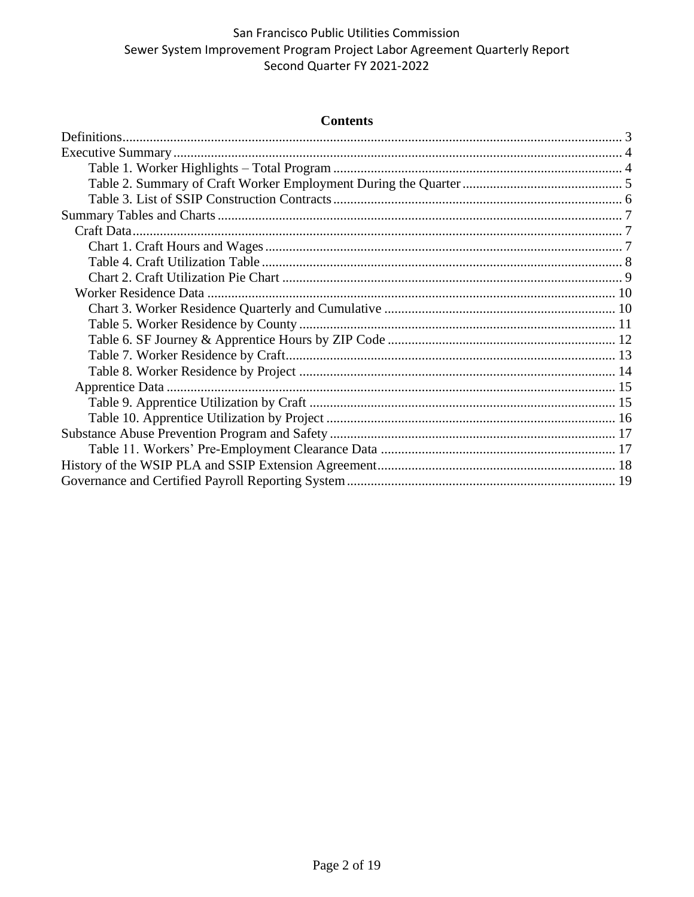## Contents

- Definitions ........ 3
- Executive Summary ........ 4
  - Table 1. Worker Highlights – Total Program ........ 4
  - Table 2. Summary of Craft Worker Employment During the Quarter ........ 5
  - Table 3. List of SSIP Construction Contracts ........ 6
- Summary Tables and Charts ........ 7
  - Craft Data ........ 7
    - Chart 1. Craft Hours and Wages ........ 7
    - Table 4. Craft Utilization Table ........ 8
    - Chart 2. Craft Utilization Pie Chart ........ 9
  - Worker Residence Data ........ 10
    - Chart 3. Worker Residence Quarterly and Cumulative ........ 10
    - Table 5. Worker Residence by County ........ 11
    - Table 6. SF Journey & Apprentice Hours by ZIP Code ........ 12
    - Table 7. Worker Residence by Craft ........ 13
    - Table 8. Worker Residence by Project ........ 14
  - Apprentice Data ........ 15
    - Table 9. Apprentice Utilization by Craft ........ 15
    - Table 10. Apprentice Utilization by Project ........ 16
- Substance Abuse Prevention Program and Safety ........ 17
  - Table 11. Workers' Pre-Employment Clearance Data ........ 17
- History of the WSIP PLA and SSIP Extension Agreement ........ 18
- Governance and Certified Payroll Reporting System ........ 19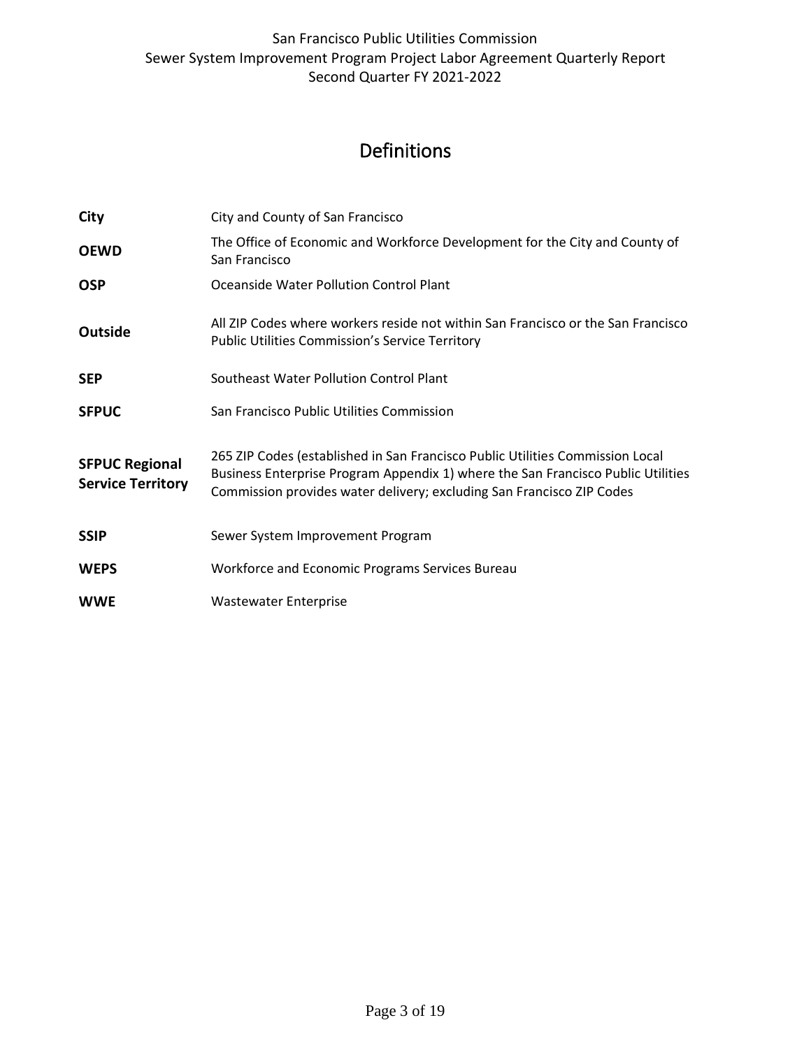# Definitions

| | |
|---|---|
| **City** | City and County of San Francisco |
| **OEWD** | The Office of Economic and Workforce Development for the City and County of San Francisco |
| **OSP** | Oceanside Water Pollution Control Plant |
| **Outside** | All ZIP Codes where workers reside not within San Francisco or the San Francisco Public Utilities Commission's Service Territory |
| **SEP** | Southeast Water Pollution Control Plant |
| **SFPUC** | San Francisco Public Utilities Commission |
| **SFPUC Regional Service Territory** | 265 ZIP Codes (established in San Francisco Public Utilities Commission Local Business Enterprise Program Appendix 1) where the San Francisco Public Utilities Commission provides water delivery; excluding San Francisco ZIP Codes |
| **SSIP** | Sewer System Improvement Program |
| **WEPS** | Workforce and Economic Programs Services Bureau |
| **WWE** | Wastewater Enterprise |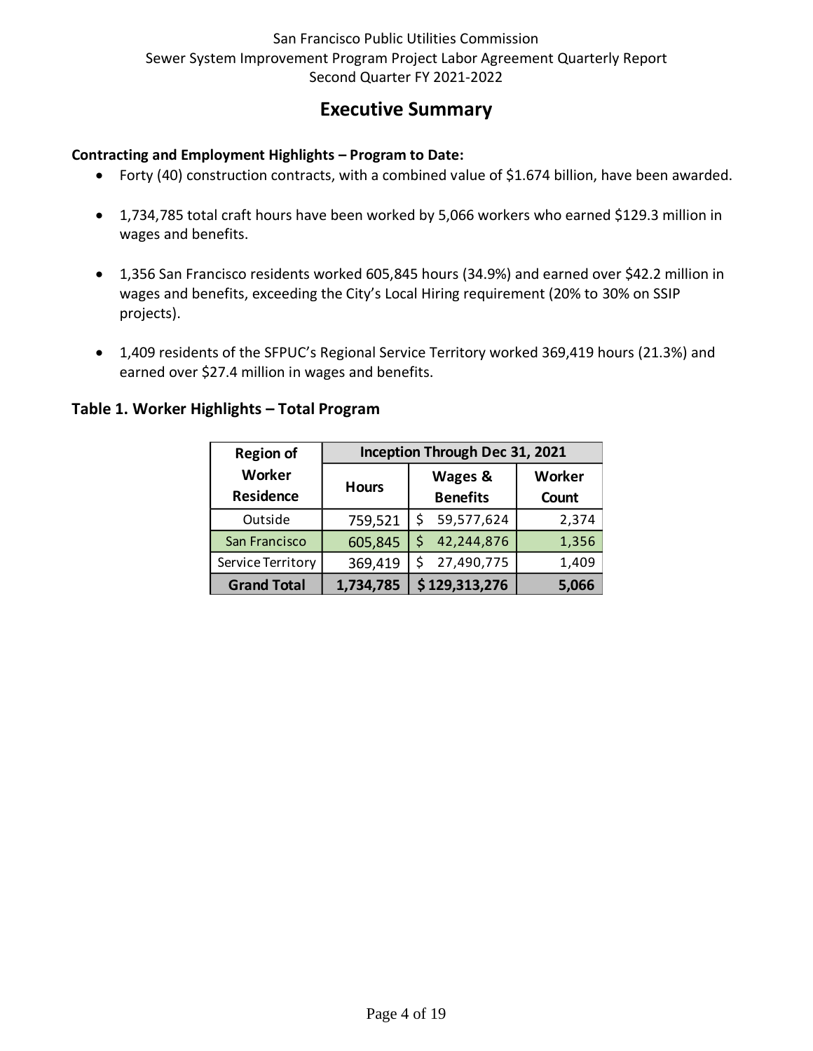San Francisco Public Utilities Commission
Sewer System Improvement Program Project Labor Agreement Quarterly Report
Second Quarter FY 2021-2022

# Executive Summary

**Contracting and Employment Highlights – Program to Date:**

- Forty (40) construction contracts, with a combined value of $1.674 billion, have been awarded.
- 1,734,785 total craft hours have been worked by 5,066 workers who earned $129.3 million in wages and benefits.
- 1,356 San Francisco residents worked 605,845 hours (34.9%) and earned over $42.2 million in wages and benefits, exceeding the City's Local Hiring requirement (20% to 30% on SSIP projects).
- 1,409 residents of the SFPUC's Regional Service Territory worked 369,419 hours (21.3%) and earned over $27.4 million in wages and benefits.

### Table 1. Worker Highlights – Total Program

| Region of Worker Residence | Inception Through Dec 31, 2021 | | |
|---|---|---|---|
| | Hours | Wages & Benefits | Worker Count |
| Outside | 759,521 | $ 59,577,624 | 2,374 |
| San Francisco | 605,845 | $ 42,244,876 | 1,356 |
| Service Territory | 369,419 | $ 27,490,775 | 1,409 |
| **Grand Total** | **1,734,785** | **$ 129,313,276** | **5,066** |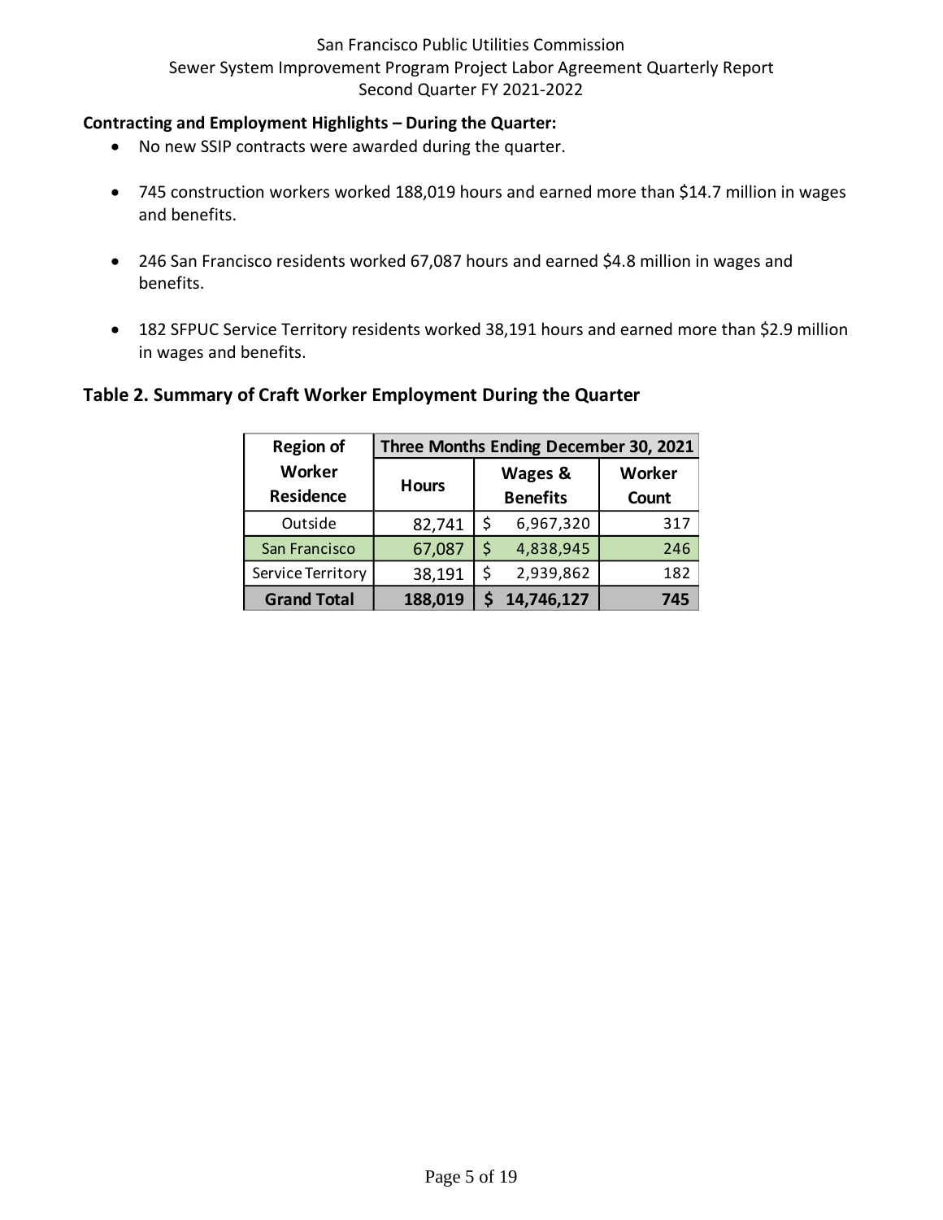**Contracting and Employment Highlights – During the Quarter:**

- No new SSIP contracts were awarded during the quarter.
- 745 construction workers worked 188,019 hours and earned more than $14.7 million in wages and benefits.
- 246 San Francisco residents worked 67,087 hours and earned $4.8 million in wages and benefits.
- 182 SFPUC Service Territory residents worked 38,191 hours and earned more than $2.9 million in wages and benefits.

## Table 2. Summary of Craft Worker Employment During the Quarter

| Region of Worker Residence | Three Months Ending December 30, 2021 | | |
|---|---|---|---|
| | Hours | Wages & Benefits | Worker Count |
| Outside | 82,741 | $ 6,967,320 | 317 |
| San Francisco | 67,087 | $ 4,838,945 | 246 |
| Service Territory | 38,191 | $ 2,939,862 | 182 |
| **Grand Total** | **188,019** | **$ 14,746,127** | **745** |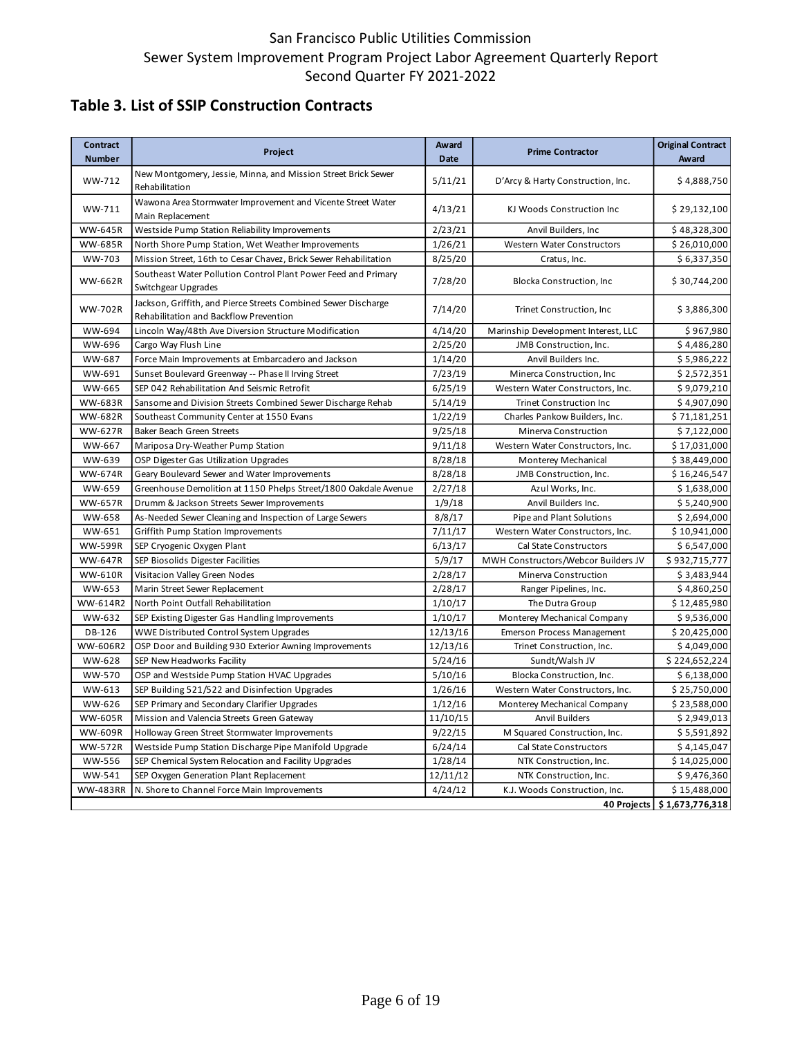San Francisco Public Utilities Commission
Sewer System Improvement Program Project Labor Agreement Quarterly Report
Second Quarter FY 2021-2022

## Table 3. List of SSIP Construction Contracts

| Contract Number | Project | Award Date | Prime Contractor | Original Contract Award |
|---|---|---|---|---|
| WW-712 | New Montgomery, Jessie, Minna, and Mission Street Brick Sewer Rehabilitation | 5/11/21 | D'Arcy & Harty Construction, Inc. | $ 4,888,750 |
| WW-711 | Wawona Area Stormwater Improvement and Vicente Street Water Main Replacement | 4/13/21 | KJ Woods Construction Inc | $ 29,132,100 |
| WW-645R | Westside Pump Station Reliability Improvements | 2/23/21 | Anvil Builders, Inc | $ 48,328,300 |
| WW-685R | North Shore Pump Station, Wet Weather Improvements | 1/26/21 | Western Water Constructors | $ 26,010,000 |
| WW-703 | Mission Street, 16th to Cesar Chavez, Brick Sewer Rehabilitation | 8/25/20 | Cratus, Inc. | $ 6,337,350 |
| WW-662R | Southeast Water Pollution Control Plant Power Feed and Primary Switchgear Upgrades | 7/28/20 | Blocka Construction, Inc | $ 30,744,200 |
| WW-702R | Jackson, Griffith, and Pierce Streets Combined Sewer Discharge Rehabilitation and Backflow Prevention | 7/14/20 | Trinet Construction, Inc | $ 3,886,300 |
| WW-694 | Lincoln Way/48th Ave Diversion Structure Modification | 4/14/20 | Marinship Development Interest, LLC | $ 967,980 |
| WW-696 | Cargo Way Flush Line | 2/25/20 | JMB Construction, Inc. | $ 4,486,280 |
| WW-687 | Force Main Improvements at Embarcadero and Jackson | 1/14/20 | Anvil Builders Inc. | $ 5,986,222 |
| WW-691 | Sunset Boulevard Greenway -- Phase II Irving Street | 7/23/19 | Minerca Construction, Inc | $ 2,572,351 |
| WW-665 | SEP 042 Rehabilitation And Seismic Retrofit | 6/25/19 | Western Water Constructors, Inc. | $ 9,079,210 |
| WW-683R | Sansome and Division Streets Combined Sewer Discharge Rehab | 5/14/19 | Trinet Construction Inc | $ 4,907,090 |
| WW-682R | Southeast Community Center at 1550 Evans | 1/22/19 | Charles Pankow Builders, Inc. | $ 71,181,251 |
| WW-627R | Baker Beach Green Streets | 9/25/18 | Minerva Construction | $ 7,122,000 |
| WW-667 | Mariposa Dry-Weather Pump Station | 9/11/18 | Western Water Constructors, Inc. | $ 17,031,000 |
| WW-639 | OSP Digester Gas Utilization Upgrades | 8/28/18 | Monterey Mechanical | $ 38,449,000 |
| WW-674R | Geary Boulevard Sewer and Water Improvements | 8/28/18 | JMB Construction, Inc. | $ 16,246,547 |
| WW-659 | Greenhouse Demolition at 1150 Phelps Street/1800 Oakdale Avenue | 2/27/18 | Azul Works, Inc. | $ 1,638,000 |
| WW-657R | Drumm & Jackson Streets Sewer Improvements | 1/9/18 | Anvil Builders Inc. | $ 5,240,900 |
| WW-658 | As-Needed Sewer Cleaning and Inspection of Large Sewers | 8/8/17 | Pipe and Plant Solutions | $ 2,694,000 |
| WW-651 | Griffith Pump Station Improvements | 7/11/17 | Western Water Constructors, Inc. | $ 10,941,000 |
| WW-599R | SEP Cryogenic Oxygen Plant | 6/13/17 | Cal State Constructors | $ 6,547,000 |
| WW-647R | SEP Biosolids Digester Facilities | 5/9/17 | MWH Constructors/Webcor Builders JV | $ 932,715,777 |
| WW-610R | Visitacion Valley Green Nodes | 2/28/17 | Minerva Construction | $ 3,483,944 |
| WW-653 | Marin Street Sewer Replacement | 2/28/17 | Ranger Pipelines, Inc. | $ 4,860,250 |
| WW-614R2 | North Point Outfall Rehabilitation | 1/10/17 | The Dutra Group | $ 12,485,980 |
| WW-632 | SEP Existing Digester Gas Handling Improvements | 1/10/17 | Monterey Mechanical Company | $ 9,536,000 |
| DB-126 | WWE Distributed Control System Upgrades | 12/13/16 | Emerson Process Management | $ 20,425,000 |
| WW-606R2 | OSP Door and Building 930 Exterior Awning Improvements | 12/13/16 | Trinet Construction, Inc. | $ 4,049,000 |
| WW-628 | SEP New Headworks Facility | 5/24/16 | Sundt/Walsh JV | $ 224,652,224 |
| WW-570 | OSP and Westside Pump Station HVAC Upgrades | 5/10/16 | Blocka Construction, Inc. | $ 6,138,000 |
| WW-613 | SEP Building 521/522 and Disinfection Upgrades | 1/26/16 | Western Water Constructors, Inc. | $ 25,750,000 |
| WW-626 | SEP Primary and Secondary Clarifier Upgrades | 1/12/16 | Monterey Mechanical Company | $ 23,588,000 |
| WW-605R | Mission and Valencia Streets Green Gateway | 11/10/15 | Anvil Builders | $ 2,949,013 |
| WW-609R | Holloway Green Street Stormwater Improvements | 9/22/15 | M Squared Construction, Inc. | $ 5,591,892 |
| WW-572R | Westside Pump Station Discharge Pipe Manifold Upgrade | 6/24/14 | Cal State Constructors | $ 4,145,047 |
| WW-556 | SEP Chemical System Relocation and Facility Upgrades | 1/28/14 | NTK Construction, Inc. | $ 14,025,000 |
| WW-541 | SEP Oxygen Generation Plant Replacement | 12/11/12 | NTK Construction, Inc. | $ 9,476,360 |
| WW-483RR | N. Shore to Channel Force Main Improvements | 4/24/12 | K.J. Woods Construction, Inc. | $ 15,488,000 |
| | | | **40 Projects** | **$ 1,673,776,318** |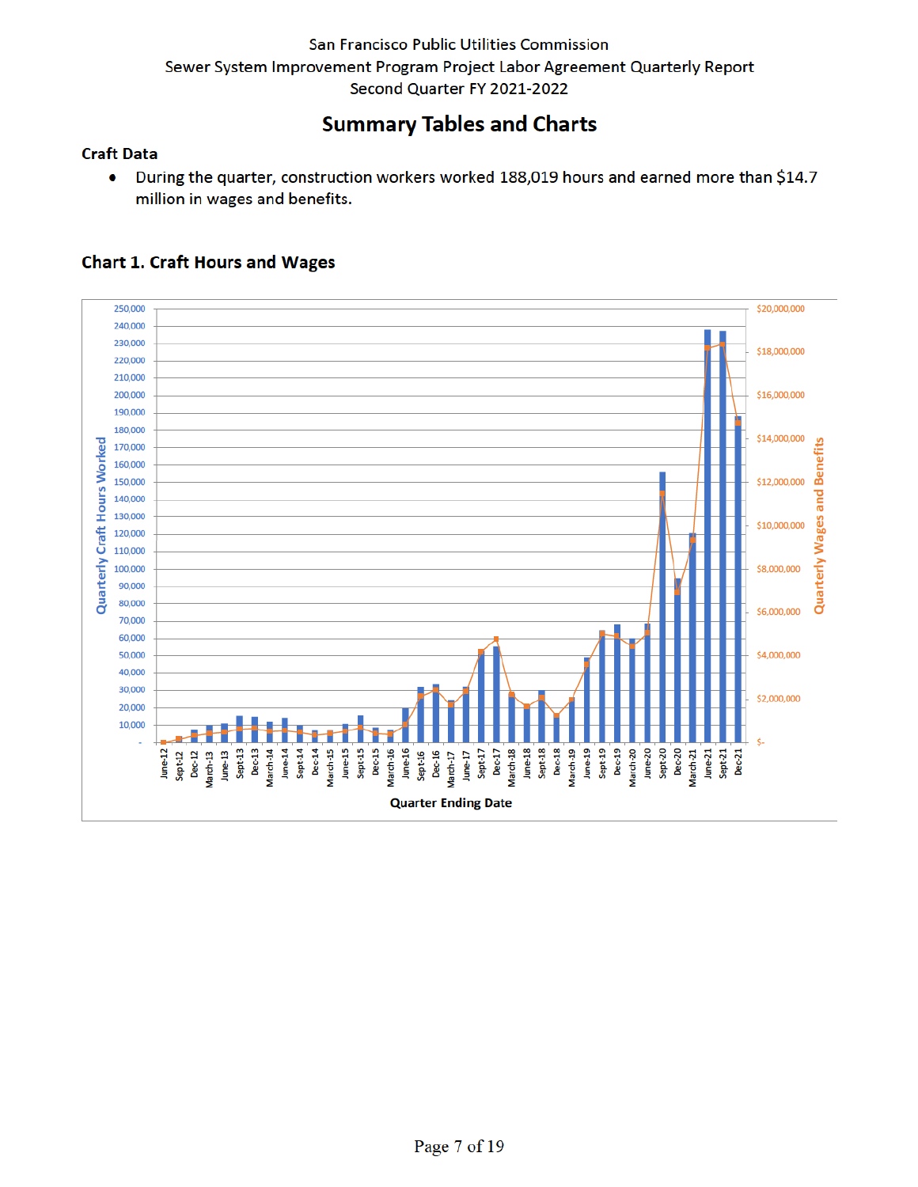San Francisco Public Utilities Commission
Sewer System Improvement Program Project Labor Agreement Quarterly Report
Second Quarter FY 2021-2022

# Summary Tables and Charts

### Craft Data

- During the quarter, construction workers worked 188,019 hours and earned more than $14.7 million in wages and benefits.

### Chart 1. Craft Hours and Wages

Quarterly Craft Hours Worked

250,000
240,000
230,000
220,000
210,000
200,000
190,000
180,000
170,000
160,000
150,000
140,000
130,000
120,000
110,000
100,000
90,000
80,000
70,000
60,000
50,000
40,000
30,000
20,000
10,000
-

Quarterly Wages and Benefits

$20,000,000
$18,000,000
$16,000,000
$14,000,000
$12,000,000
$10,000,000
$8,000,000
$6,000,000
$4,000,000
$2,000,000
$-

June-12
Sept-12
Dec-12
March-13
June-13
Sept-13
Dec-13
March-14
June-14
Sept-14
Dec-14
March-15
June-15
Sept-15
Dec-15
March-16
June-16
Sept-16
Dec-16
March-17
June-17
Sept-17
Dec-17
March-18
June-18
Sept-18
Dec-18
March-19
June-19
Sept-19
Dec-19
March-20
June-20
Sept-20
Dec-20
March-21
June-21
Sept-21
Dec-21

Quarter Ending Date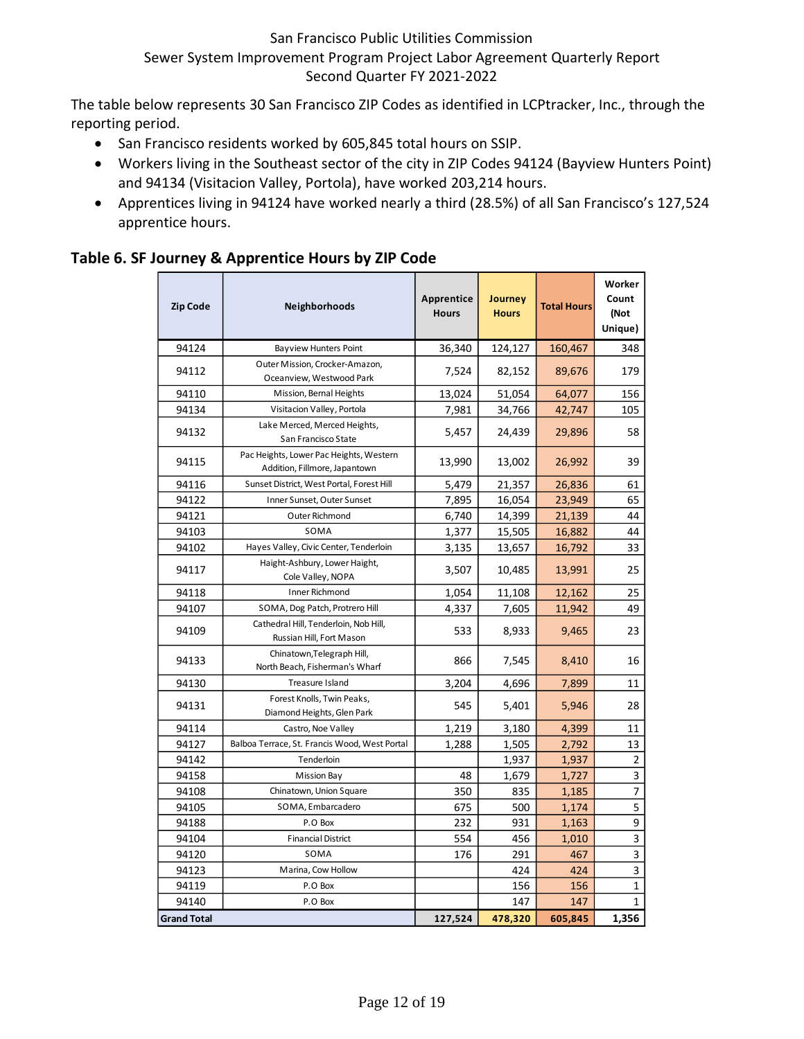The table below represents 30 San Francisco ZIP Codes as identified in LCPtracker, Inc., through the reporting period.

- San Francisco residents worked by 605,845 total hours on SSIP.
- Workers living in the Southeast sector of the city in ZIP Codes 94124 (Bayview Hunters Point) and 94134 (Visitacion Valley, Portola), have worked 203,214 hours.
- Apprentices living in 94124 have worked nearly a third (28.5%) of all San Francisco's 127,524 apprentice hours.

## Table 6. SF Journey & Apprentice Hours by ZIP Code

| Zip Code | Neighborhoods | Apprentice Hours | Journey Hours | Total Hours | Worker Count (Not Unique) |
|---|---|---|---|---|---|
| 94124 | Bayview Hunters Point | 36,340 | 124,127 | 160,467 | 348 |
| 94112 | Outer Mission, Crocker-Amazon, Oceanview, Westwood Park | 7,524 | 82,152 | 89,676 | 179 |
| 94110 | Mission, Bernal Heights | 13,024 | 51,054 | 64,077 | 156 |
| 94134 | Visitacion Valley, Portola | 7,981 | 34,766 | 42,747 | 105 |
| 94132 | Lake Merced, Merced Heights, San Francisco State | 5,457 | 24,439 | 29,896 | 58 |
| 94115 | Pac Heights, Lower Pac Heights, Western Addition, Fillmore, Japantown | 13,990 | 13,002 | 26,992 | 39 |
| 94116 | Sunset District, West Portal, Forest Hill | 5,479 | 21,357 | 26,836 | 61 |
| 94122 | Inner Sunset, Outer Sunset | 7,895 | 16,054 | 23,949 | 65 |
| 94121 | Outer Richmond | 6,740 | 14,399 | 21,139 | 44 |
| 94103 | SOMA | 1,377 | 15,505 | 16,882 | 44 |
| 94102 | Hayes Valley, Civic Center, Tenderloin | 3,135 | 13,657 | 16,792 | 33 |
| 94117 | Haight-Ashbury, Lower Haight, Cole Valley, NOPA | 3,507 | 10,485 | 13,991 | 25 |
| 94118 | Inner Richmond | 1,054 | 11,108 | 12,162 | 25 |
| 94107 | SOMA, Dog Patch, Protrero Hill | 4,337 | 7,605 | 11,942 | 49 |
| 94109 | Cathedral Hill, Tenderloin, Nob Hill, Russian Hill, Fort Mason | 533 | 8,933 | 9,465 | 23 |
| 94133 | Chinatown,Telegraph Hill, North Beach, Fisherman's Wharf | 866 | 7,545 | 8,410 | 16 |
| 94130 | Treasure Island | 3,204 | 4,696 | 7,899 | 11 |
| 94131 | Forest Knolls, Twin Peaks, Diamond Heights, Glen Park | 545 | 5,401 | 5,946 | 28 |
| 94114 | Castro, Noe Valley | 1,219 | 3,180 | 4,399 | 11 |
| 94127 | Balboa Terrace, St. Francis Wood, West Portal | 1,288 | 1,505 | 2,792 | 13 |
| 94142 | Tenderloin | | 1,937 | 1,937 | 2 |
| 94158 | Mission Bay | 48 | 1,679 | 1,727 | 3 |
| 94108 | Chinatown, Union Square | 350 | 835 | 1,185 | 7 |
| 94105 | SOMA, Embarcadero | 675 | 500 | 1,174 | 5 |
| 94188 | P.O Box | 232 | 931 | 1,163 | 9 |
| 94104 | Financial District | 554 | 456 | 1,010 | 3 |
| 94120 | SOMA | 176 | 291 | 467 | 3 |
| 94123 | Marina, Cow Hollow | | 424 | 424 | 3 |
| 94119 | P.O Box | | 156 | 156 | 1 |
| 94140 | P.O Box | | 147 | 147 | 1 |
| **Grand Total** | | **127,524** | **478,320** | **605,845** | **1,356** |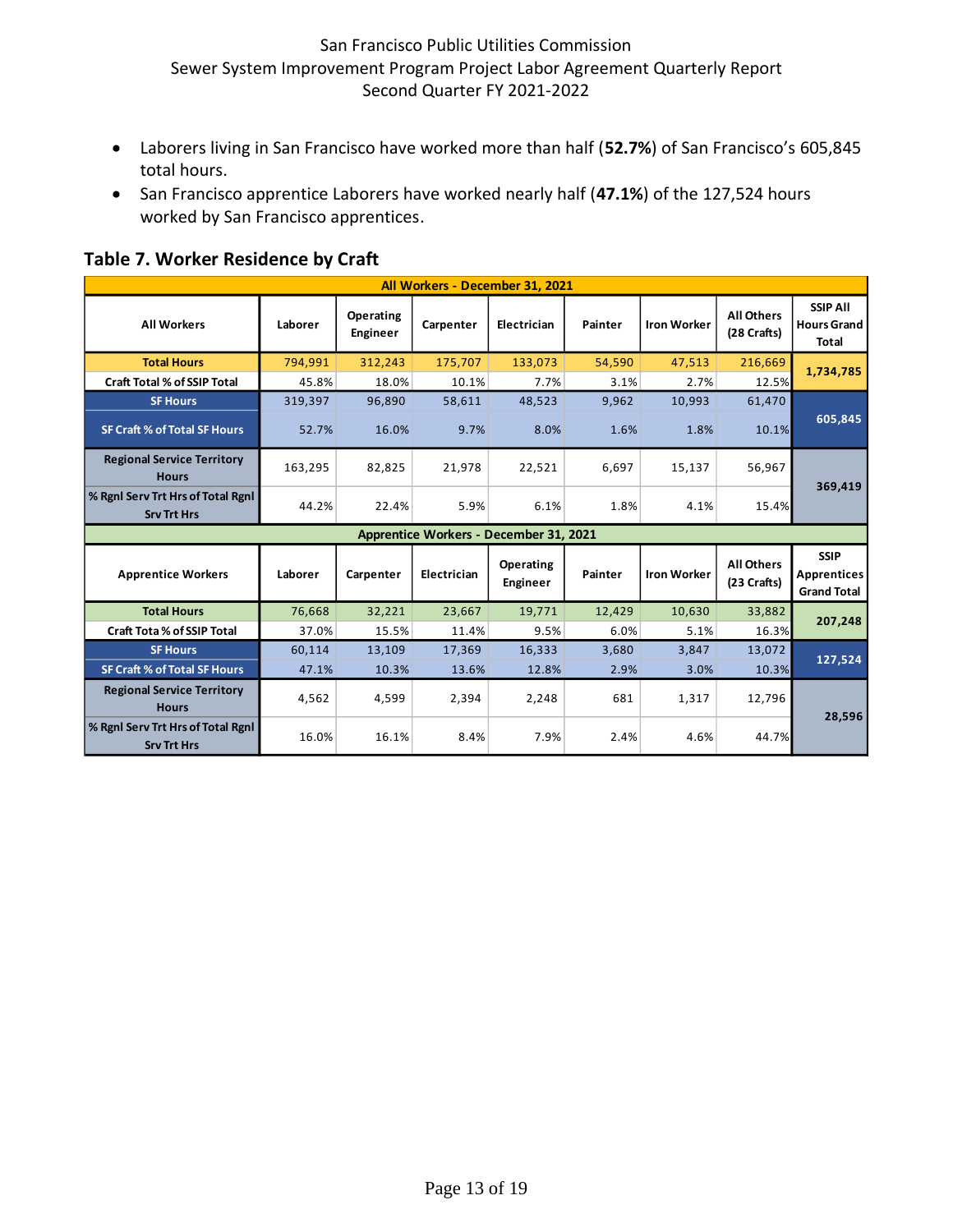- Laborers living in San Francisco have worked more than half (**52.7%**) of San Francisco's 605,845 total hours.
- San Francisco apprentice Laborers have worked nearly half (**47.1%**) of the 127,524 hours worked by San Francisco apprentices.

## Table 7. Worker Residence by Craft

| All Workers - December 31, 2021 | | | | | | | | |
|---|---|---|---|---|---|---|---|---|
| All Workers | Laborer | Operating Engineer | Carpenter | Electrician | Painter | Iron Worker | All Others (28 Crafts) | SSIP All Hours Grand Total |
| Total Hours | 794,991 | 312,243 | 175,707 | 133,073 | 54,590 | 47,513 | 216,669 | 1,734,785 |
| Craft Total % of SSIP Total | 45.8% | 18.0% | 10.1% | 7.7% | 3.1% | 2.7% | 12.5% | |
| SF Hours | 319,397 | 96,890 | 58,611 | 48,523 | 9,962 | 10,993 | 61,470 | 605,845 |
| SF Craft % of Total SF Hours | 52.7% | 16.0% | 9.7% | 8.0% | 1.6% | 1.8% | 10.1% | |
| Regional Service Territory Hours | 163,295 | 82,825 | 21,978 | 22,521 | 6,697 | 15,137 | 56,967 | 369,419 |
| % Rgnl Serv Trt Hrs of Total Rgnl Srv Trt Hrs | 44.2% | 22.4% | 5.9% | 6.1% | 1.8% | 4.1% | 15.4% | |
| **Apprentice Workers - December 31, 2021** | | | | | | | | |
| Apprentice Workers | Laborer | Carpenter | Electrician | Operating Engineer | Painter | Iron Worker | All Others (23 Crafts) | SSIP Apprentices Grand Total |
| Total Hours | 76,668 | 32,221 | 23,667 | 19,771 | 12,429 | 10,630 | 33,882 | 207,248 |
| Craft Tota % of SSIP Total | 37.0% | 15.5% | 11.4% | 9.5% | 6.0% | 5.1% | 16.3% | |
| SF Hours | 60,114 | 13,109 | 17,369 | 16,333 | 3,680 | 3,847 | 13,072 | 127,524 |
| SF Craft % of Total SF Hours | 47.1% | 10.3% | 13.6% | 12.8% | 2.9% | 3.0% | 10.3% | |
| Regional Service Territory Hours | 4,562 | 4,599 | 2,394 | 2,248 | 681 | 1,317 | 12,796 | 28,596 |
| % Rgnl Serv Trt Hrs of Total Rgnl Srv Trt Hrs | 16.0% | 16.1% | 8.4% | 7.9% | 2.4% | 4.6% | 44.7% | |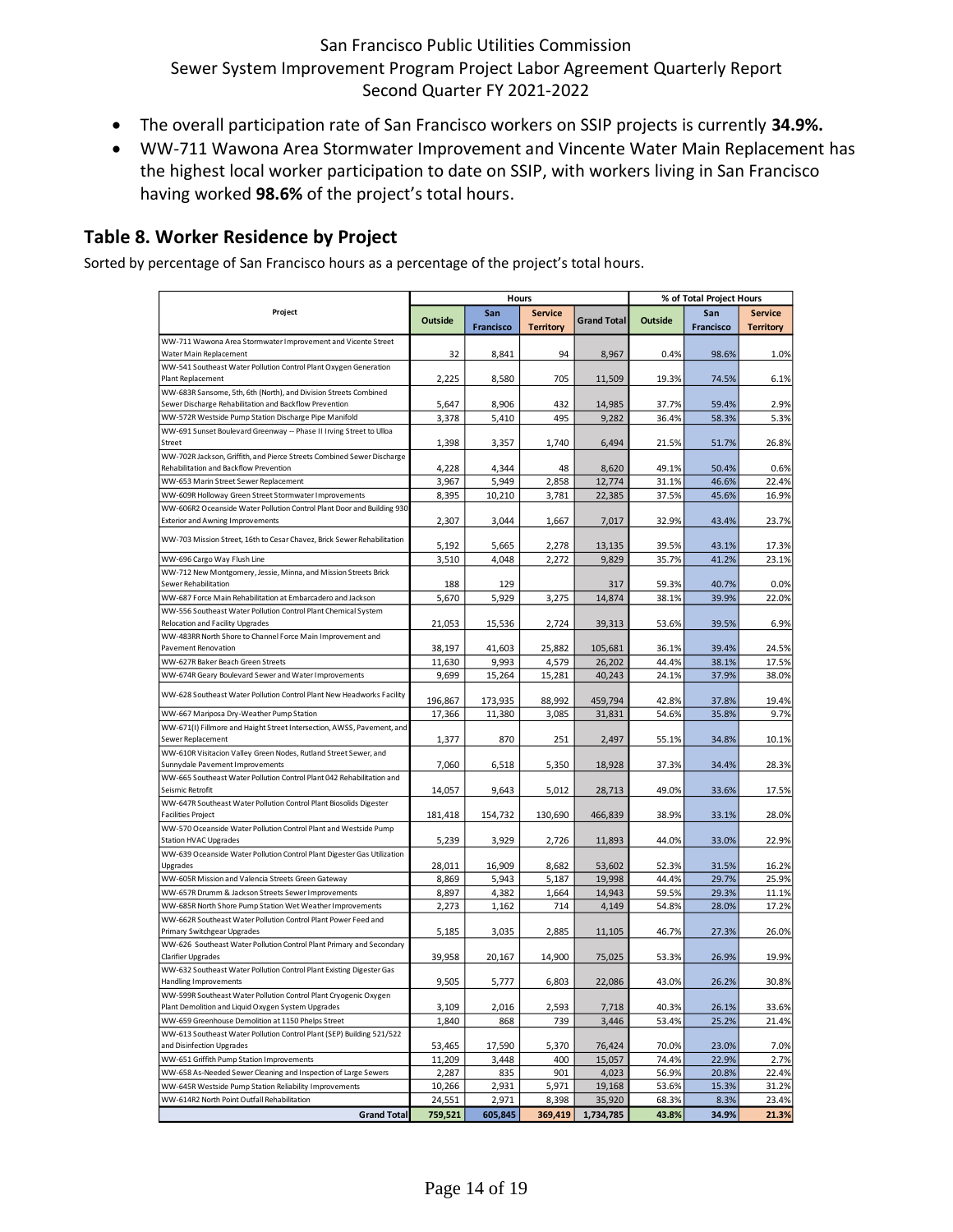- The overall participation rate of San Francisco workers on SSIP projects is currently **34.9%.**
- WW-711 Wawona Area Stormwater Improvement and Vincente Water Main Replacement has the highest local worker participation to date on SSIP, with workers living in San Francisco having worked **98.6%** of the project's total hours.

## Table 8. Worker Residence by Project

Sorted by percentage of San Francisco hours as a percentage of the project's total hours.

| Project | Hours | | | | % of Total Project Hours | | |
|---|---|---|---|---|---|---|---|
| | Outside | San Francisco | Service Territory | Grand Total | Outside | San Francisco | Service Territory |
| WW-711 Wawona Area Stormwater Improvement and Vicente Street Water Main Replacement | 32 | 8,841 | 94 | 8,967 | 0.4% | 98.6% | 1.0% |
| WW-541 Southeast Water Pollution Control Plant Oxygen Generation Plant Replacement | 2,225 | 8,580 | 705 | 11,509 | 19.3% | 74.5% | 6.1% |
| WW-683R Sansome, 5th, 6th (North), and Division Streets Combined Sewer Discharge Rehabilitation and Backflow Prevention | 5,647 | 8,906 | 432 | 14,985 | 37.7% | 59.4% | 2.9% |
| WW-572R Westside Pump Station Discharge Pipe Manifold | 3,378 | 5,410 | 495 | 9,282 | 36.4% | 58.3% | 5.3% |
| WW-691 Sunset Boulevard Greenway -- Phase II Irving Street to Ulloa Street | 1,398 | 3,357 | 1,740 | 6,494 | 21.5% | 51.7% | 26.8% |
| WW-702R Jackson, Griffith, and Pierce Streets Combined Sewer Discharge Rehabilitation and Backflow Prevention | 4,228 | 4,344 | 48 | 8,620 | 49.1% | 50.4% | 0.6% |
| WW-653 Marin Street Sewer Replacement | 3,967 | 5,949 | 2,858 | 12,774 | 31.1% | 46.6% | 22.4% |
| WW-609R Holloway Green Street Stormwater Improvements | 8,395 | 10,210 | 3,781 | 22,385 | 37.5% | 45.6% | 16.9% |
| WW-606R2 Oceanside Water Pollution Control Plant Door and Building 930 Exterior and Awning Improvements | 2,307 | 3,044 | 1,667 | 7,017 | 32.9% | 43.4% | 23.7% |
| WW-703 Mission Street, 16th to Cesar Chavez, Brick Sewer Rehabilitation | 5,192 | 5,665 | 2,278 | 13,135 | 39.5% | 43.1% | 17.3% |
| WW-696 Cargo Way Flush Line | 3,510 | 4,048 | 2,272 | 9,829 | 35.7% | 41.2% | 23.1% |
| WW-712 New Montgomery, Jessie, Minna, and Mission Streets Brick Sewer Rehabilitation | 188 | 129 | | 317 | 59.3% | 40.7% | 0.0% |
| WW-687 Force Main Rehabilitation at Embarcadero and Jackson | 5,670 | 5,929 | 3,275 | 14,874 | 38.1% | 39.9% | 22.0% |
| WW-556 Southeast Water Pollution Control Plant Chemical System Relocation and Facility Upgrades | 21,053 | 15,536 | 2,724 | 39,313 | 53.6% | 39.5% | 6.9% |
| WW-483RR North Shore to Channel Force Main Improvement and Pavement Renovation | 38,197 | 41,603 | 25,882 | 105,681 | 36.1% | 39.4% | 24.5% |
| WW-627R Baker Beach Green Streets | 11,630 | 9,993 | 4,579 | 26,202 | 44.4% | 38.1% | 17.5% |
| WW-674R Geary Boulevard Sewer and Water Improvements | 9,699 | 15,264 | 15,281 | 40,243 | 24.1% | 37.9% | 38.0% |
| WW-628 Southeast Water Pollution Control Plant New Headworks Facility | 196,867 | 173,935 | 88,992 | 459,794 | 42.8% | 37.8% | 19.4% |
| WW-667 Mariposa Dry-Weather Pump Station | 17,366 | 11,380 | 3,085 | 31,831 | 54.6% | 35.8% | 9.7% |
| WW-671(I) Fillmore and Haight Street Intersection, AWSS, Pavement, and Sewer Replacement | 1,377 | 870 | 251 | 2,497 | 55.1% | 34.8% | 10.1% |
| WW-610R Visitacion Valley Green Nodes, Rutland Street Sewer, and Sunnydale Pavement Improvements | 7,060 | 6,518 | 5,350 | 18,928 | 37.3% | 34.4% | 28.3% |
| WW-665 Southeast Water Pollution Control Plant 042 Rehabilitation and Seismic Retrofit | 14,057 | 9,643 | 5,012 | 28,713 | 49.0% | 33.6% | 17.5% |
| WW-647R Southeast Water Pollution Control Plant Biosolids Digester Facilities Project | 181,418 | 154,732 | 130,690 | 466,839 | 38.9% | 33.1% | 28.0% |
| WW-570 Oceanside Water Pollution Control Plant and Westside Pump Station HVAC Upgrades | 5,239 | 3,929 | 2,726 | 11,893 | 44.0% | 33.0% | 22.9% |
| WW-639 Oceanside Water Pollution Control Plant Digester Gas Utilization Upgrades | 28,011 | 16,909 | 8,682 | 53,602 | 52.3% | 31.5% | 16.2% |
| WW-605R Mission and Valencia Streets Green Gateway | 8,869 | 5,943 | 5,187 | 19,998 | 44.4% | 29.7% | 25.9% |
| WW-657R Drumm & Jackson Streets Sewer Improvements | 8,897 | 4,382 | 1,664 | 14,943 | 59.5% | 29.3% | 11.1% |
| WW-685R North Shore Pump Station Wet Weather Improvements | 2,273 | 1,162 | 714 | 4,149 | 54.8% | 28.0% | 17.2% |
| WW-662R Southeast Water Pollution Control Plant Power Feed and Primary Switchgear Upgrades | 5,185 | 3,035 | 2,885 | 11,105 | 46.7% | 27.3% | 26.0% |
| WW-626 Southeast Water Pollution Control Plant Primary and Secondary Clarifier Upgrades | 39,958 | 20,167 | 14,900 | 75,025 | 53.3% | 26.9% | 19.9% |
| WW-632 Southeast Water Pollution Control Plant Existing Digester Gas Handling Improvements | 9,505 | 5,777 | 6,803 | 22,086 | 43.0% | 26.2% | 30.8% |
| WW-599R Southeast Water Pollution Control Plant Cryogenic Oxygen Plant Demolition and Liquid Oxygen System Upgrades | 3,109 | 2,016 | 2,593 | 7,718 | 40.3% | 26.1% | 33.6% |
| WW-659 Greenhouse Demolition at 1150 Phelps Street | 1,840 | 868 | 739 | 3,446 | 53.4% | 25.2% | 21.4% |
| WW-613 Southeast Water Pollution Control Plant (SEP) Building 521/522 and Disinfection Upgrades | 53,465 | 17,590 | 5,370 | 76,424 | 70.0% | 23.0% | 7.0% |
| WW-651 Griffith Pump Station Improvements | 11,209 | 3,448 | 400 | 15,057 | 74.4% | 22.9% | 2.7% |
| WW-658 As-Needed Sewer Cleaning and Inspection of Large Sewers | 2,287 | 835 | 901 | 4,023 | 56.9% | 20.8% | 22.4% |
| WW-645R Westside Pump Station Reliability Improvements | 10,266 | 2,931 | 5,971 | 19,168 | 53.6% | 15.3% | 31.2% |
| WW-614R2 North Point Outfall Rehabilitation | 24,551 | 2,971 | 8,398 | 35,920 | 68.3% | 8.3% | 23.4% |
| **Grand Total** | **759,521** | **605,845** | **369,419** | **1,734,785** | **43.8%** | **34.9%** | **21.3%** |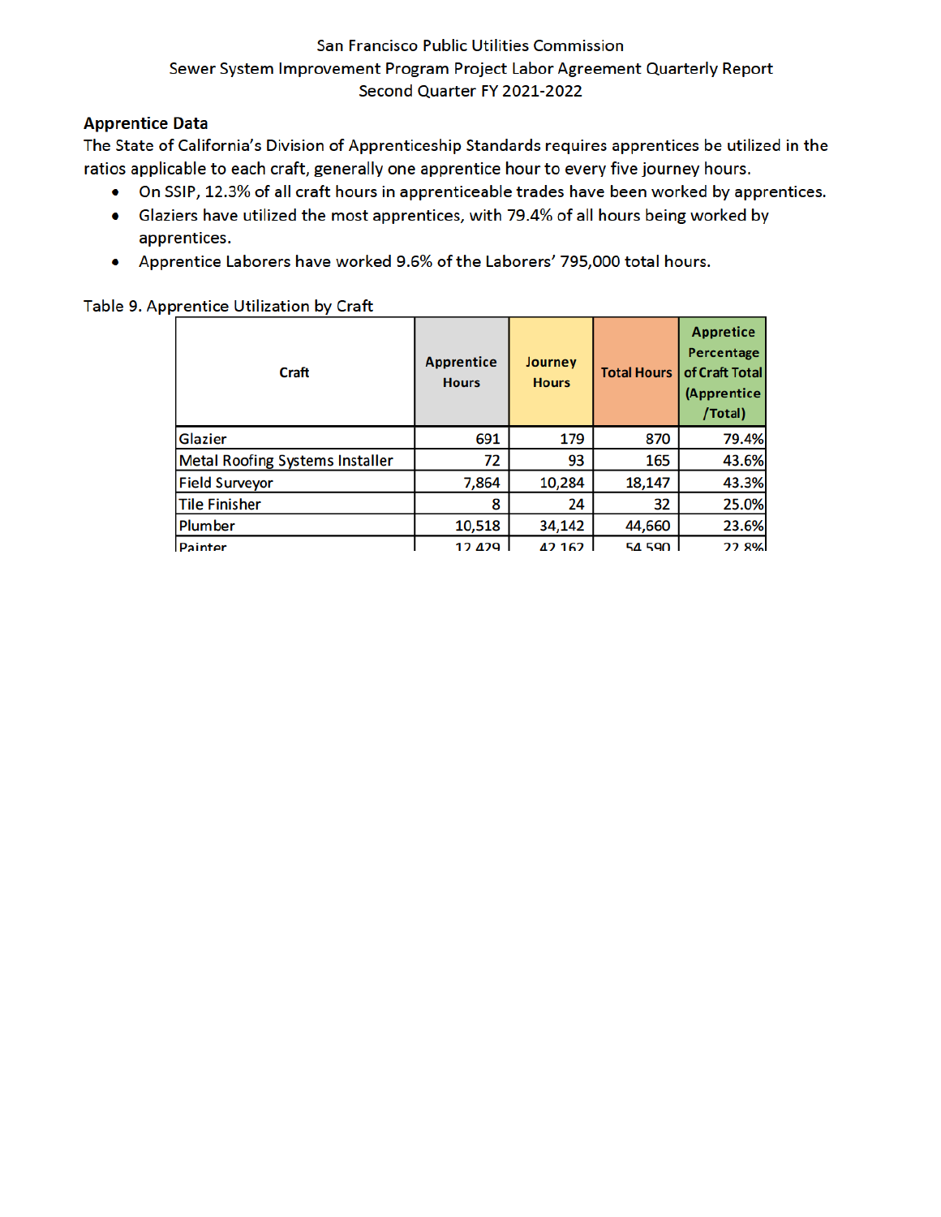San Francisco Public Utilities Commission
Sewer System Improvement Program Project Labor Agreement Quarterly Report
Second Quarter FY 2021-2022

**Apprentice Data**

The State of California's Division of Apprenticeship Standards requires apprentices be utilized in the ratios applicable to each craft, generally one apprentice hour to every five journey hours.

- On SSIP, 12.3% of all craft hours in apprenticeable trades have been worked by apprentices.
- Glaziers have utilized the most apprentices, with 79.4% of all hours being worked by apprentices.
- Apprentice Laborers have worked 9.6% of the Laborers' 795,000 total hours.

Table 9. Apprentice Utilization by Craft

| Craft | Apprentice Hours | Journey Hours | Total Hours | Apprentice Percentage of Craft Total (Apprentice /Total) |
|---|---|---|---|---|
| Glazier | 691 | 179 | 870 | 79.4% |
| Metal Roofing Systems Installer | 72 | 93 | 165 | 43.6% |
| Field Surveyor | 7,864 | 10,284 | 18,147 | 43.3% |
| Tile Finisher | 8 | 24 | 32 | 25.0% |
| Plumber | 10,518 | 34,142 | 44,660 | 23.6% |
| Painter | 12,429 | 42,162 | 54,590 | 22.8% |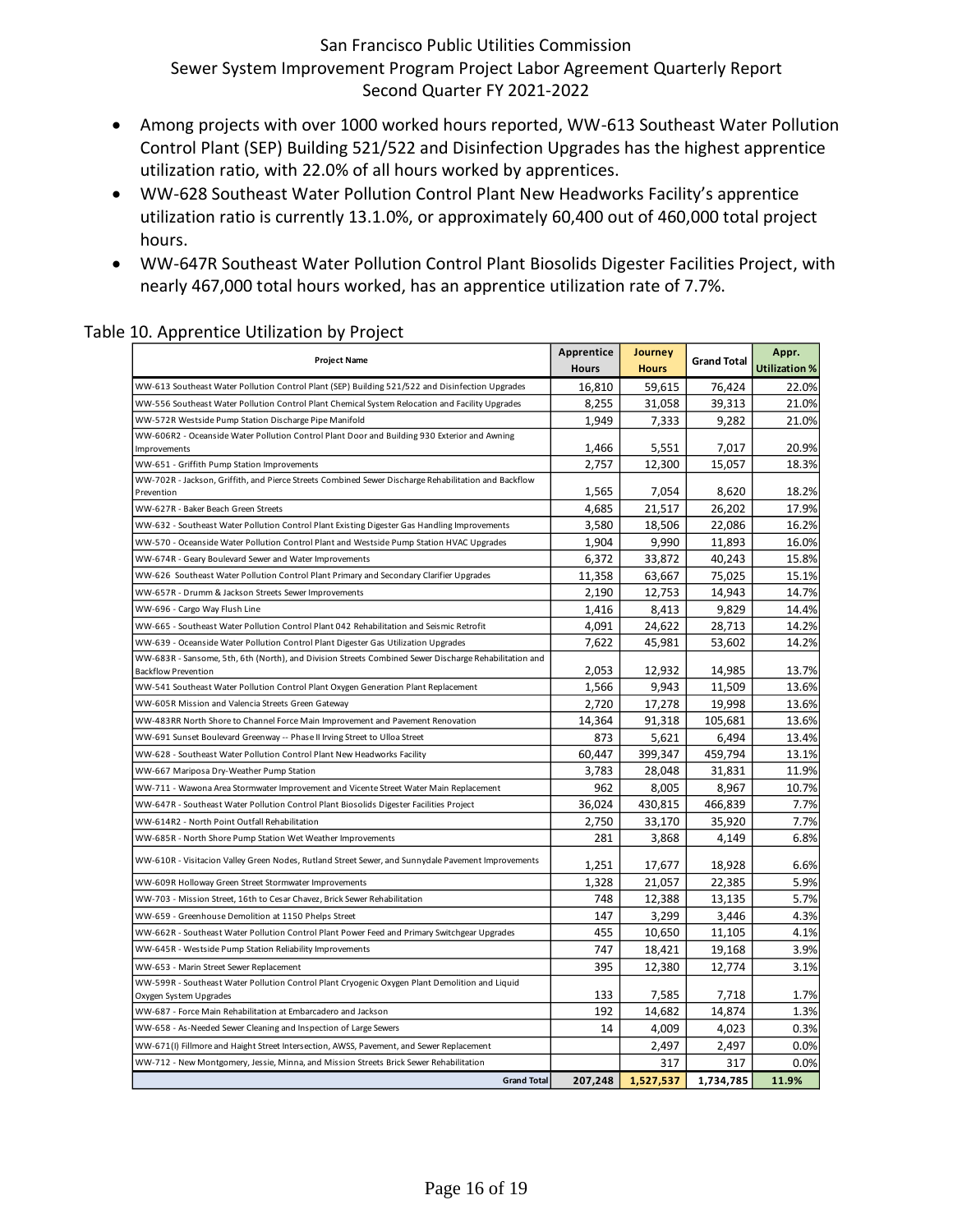- Among projects with over 1000 worked hours reported, WW-613 Southeast Water Pollution Control Plant (SEP) Building 521/522 and Disinfection Upgrades has the highest apprentice utilization ratio, with 22.0% of all hours worked by apprentices.
- WW-628 Southeast Water Pollution Control Plant New Headworks Facility's apprentice utilization ratio is currently 13.1.0%, or approximately 60,400 out of 460,000 total project hours.
- WW-647R Southeast Water Pollution Control Plant Biosolids Digester Facilities Project, with nearly 467,000 total hours worked, has an apprentice utilization rate of 7.7%.

Table 10. Apprentice Utilization by Project

| Project Name | Apprentice Hours | Journey Hours | Grand Total | Appr. Utilization % |
|---|---|---|---|---|
| WW-613 Southeast Water Pollution Control Plant (SEP) Building 521/522 and Disinfection Upgrades | 16,810 | 59,615 | 76,424 | 22.0% |
| WW-556 Southeast Water Pollution Control Plant Chemical System Relocation and Facility Upgrades | 8,255 | 31,058 | 39,313 | 21.0% |
| WW-572R Westside Pump Station Discharge Pipe Manifold | 1,949 | 7,333 | 9,282 | 21.0% |
| WW-606R2 - Oceanside Water Pollution Control Plant Door and Building 930 Exterior and Awning Improvements | 1,466 | 5,551 | 7,017 | 20.9% |
| WW-651 - Griffith Pump Station Improvements | 2,757 | 12,300 | 15,057 | 18.3% |
| WW-702R - Jackson, Griffith, and Pierce Streets Combined Sewer Discharge Rehabilitation and Backflow Prevention | 1,565 | 7,054 | 8,620 | 18.2% |
| WW-627R - Baker Beach Green Streets | 4,685 | 21,517 | 26,202 | 17.9% |
| WW-632 - Southeast Water Pollution Control Plant Existing Digester Gas Handling Improvements | 3,580 | 18,506 | 22,086 | 16.2% |
| WW-570 - Oceanside Water Pollution Control Plant and Westside Pump Station HVAC Upgrades | 1,904 | 9,990 | 11,893 | 16.0% |
| WW-674R - Geary Boulevard Sewer and Water Improvements | 6,372 | 33,872 | 40,243 | 15.8% |
| WW-626 Southeast Water Pollution Control Plant Primary and Secondary Clarifier Upgrades | 11,358 | 63,667 | 75,025 | 15.1% |
| WW-657R - Drumm & Jackson Streets Sewer Improvements | 2,190 | 12,753 | 14,943 | 14.7% |
| WW-696 - Cargo Way Flush Line | 1,416 | 8,413 | 9,829 | 14.4% |
| WW-665 - Southeast Water Pollution Control Plant 042 Rehabilitation and Seismic Retrofit | 4,091 | 24,622 | 28,713 | 14.2% |
| WW-639 - Oceanside Water Pollution Control Plant Digester Gas Utilization Upgrades | 7,622 | 45,981 | 53,602 | 14.2% |
| WW-683R - Sansome, 5th, 6th (North), and Division Streets Combined Sewer Discharge Rehabilitation and Backflow Prevention | 2,053 | 12,932 | 14,985 | 13.7% |
| WW-541 Southeast Water Pollution Control Plant Oxygen Generation Plant Replacement | 1,566 | 9,943 | 11,509 | 13.6% |
| WW-605R Mission and Valencia Streets Green Gateway | 2,720 | 17,278 | 19,998 | 13.6% |
| WW-483RR North Shore to Channel Force Main Improvement and Pavement Renovation | 14,364 | 91,318 | 105,681 | 13.6% |
| WW-691 Sunset Boulevard Greenway -- Phase II Irving Street to Ulloa Street | 873 | 5,621 | 6,494 | 13.4% |
| WW-628 - Southeast Water Pollution Control Plant New Headworks Facility | 60,447 | 399,347 | 459,794 | 13.1% |
| WW-667 Mariposa Dry-Weather Pump Station | 3,783 | 28,048 | 31,831 | 11.9% |
| WW-711 - Wawona Area Stormwater Improvement and Vicente Street Water Main Replacement | 962 | 8,005 | 8,967 | 10.7% |
| WW-647R - Southeast Water Pollution Control Plant Biosolids Digester Facilities Project | 36,024 | 430,815 | 466,839 | 7.7% |
| WW-614R2 - North Point Outfall Rehabilitation | 2,750 | 33,170 | 35,920 | 7.7% |
| WW-685R - North Shore Pump Station Wet Weather Improvements | 281 | 3,868 | 4,149 | 6.8% |
| WW-610R - Visitacion Valley Green Nodes, Rutland Street Sewer, and Sunnydale Pavement Improvements | 1,251 | 17,677 | 18,928 | 6.6% |
| WW-609R Holloway Green Street Stormwater Improvements | 1,328 | 21,057 | 22,385 | 5.9% |
| WW-703 - Mission Street, 16th to Cesar Chavez, Brick Sewer Rehabilitation | 748 | 12,388 | 13,135 | 5.7% |
| WW-659 - Greenhouse Demolition at 1150 Phelps Street | 147 | 3,299 | 3,446 | 4.3% |
| WW-662R - Southeast Water Pollution Control Plant Power Feed and Primary Switchgear Upgrades | 455 | 10,650 | 11,105 | 4.1% |
| WW-645R - Westside Pump Station Reliability Improvements | 747 | 18,421 | 19,168 | 3.9% |
| WW-653 - Marin Street Sewer Replacement | 395 | 12,380 | 12,774 | 3.1% |
| WW-599R - Southeast Water Pollution Control Plant Cryogenic Oxygen Plant Demolition and Liquid Oxygen System Upgrades | 133 | 7,585 | 7,718 | 1.7% |
| WW-687 - Force Main Rehabilitation at Embarcadero and Jackson | 192 | 14,682 | 14,874 | 1.3% |
| WW-658 - As-Needed Sewer Cleaning and Inspection of Large Sewers | 14 | 4,009 | 4,023 | 0.3% |
| WW-671(I) Fillmore and Haight Street Intersection, AWSS, Pavement, and Sewer Replacement | | 2,497 | 2,497 | 0.0% |
| WW-712 - New Montgomery, Jessie, Minna, and Mission Streets Brick Sewer Rehabilitation | | 317 | 317 | 0.0% |
| **Grand Total** | **207,248** | **1,527,537** | **1,734,785** | **11.9%** |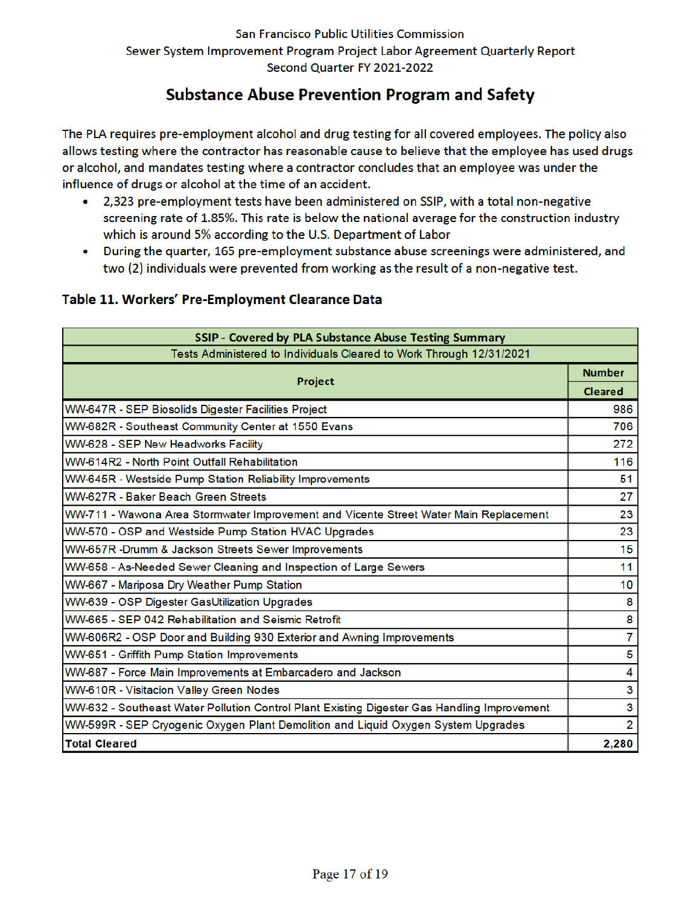San Francisco Public Utilities Commission
Sewer System Improvement Program Project Labor Agreement Quarterly Report
Second Quarter FY 2021-2022

## Substance Abuse Prevention Program and Safety

The PLA requires pre-employment alcohol and drug testing for all covered employees. The policy also allows testing where the contractor has reasonable cause to believe that the employee has used drugs or alcohol, and mandates testing where a contractor concludes that an employee was under the influence of drugs or alcohol at the time of an accident.

- 2,323 pre-employment tests have been administered on SSIP, with a total non-negative screening rate of 1.85%. This rate is below the national average for the construction industry which is around 5% according to the U.S. Department of Labor
- During the quarter, 165 pre-employment substance abuse screenings were administered, and two (2) individuals were prevented from working as the result of a non-negative test.

### Table 11. Workers' Pre-Employment Clearance Data

| SSIP - Covered by PLA Substance Abuse Testing Summary | |
|---|---|
| Tests Administered to Individuals Cleared to Work Through 12/31/2021 | |
| **Project** | **Number Cleared** |
| WW-647R - SEP Biosolids Digester Facilities Project | 986 |
| WW-682R - Southeast Community Center at 1550 Evans | 706 |
| WW-628 - SEP New Headworks Facility | 272 |
| WW-614R2 - North Point Outfall Rehabilitation | 116 |
| WW-645R - Westside Pump Station Reliability Improvements | 51 |
| WW-627R - Baker Beach Green Streets | 27 |
| WW-711 - Wawona Area Stormwater Improvement and Vicente Street Water Main Replacement | 23 |
| WW-570 - OSP and Westside Pump Station HVAC Upgrades | 23 |
| WW-657R -Drumm & Jackson Streets Sewer Improvements | 15 |
| WW-658 - As-Needed Sewer Cleaning and Inspection of Large Sewers | 11 |
| WW-667 - Mariposa Dry Weather Pump Station | 10 |
| WW-639 - OSP Digester GasUtilization Upgrades | 8 |
| WW-665 - SEP 042 Rehabilitation and Seismic Retrofit | 8 |
| WW-606R2 - OSP Door and Building 930 Exterior and Awning Improvements | 7 |
| WW-651 - Griffith Pump Station Improvements | 5 |
| WW-687 - Force Main Improvements at Embarcadero and Jackson | 4 |
| WW-610R - Visitacion Valley Green Nodes | 3 |
| WW-632 - Southeast Water Pollution Control Plant Existing Digester Gas Handling Improvement | 3 |
| WW-599R - SEP Cryogenic Oxygen Plant Demolition and Liquid Oxygen System Upgrades | 2 |
| **Total Cleared** | **2,280** |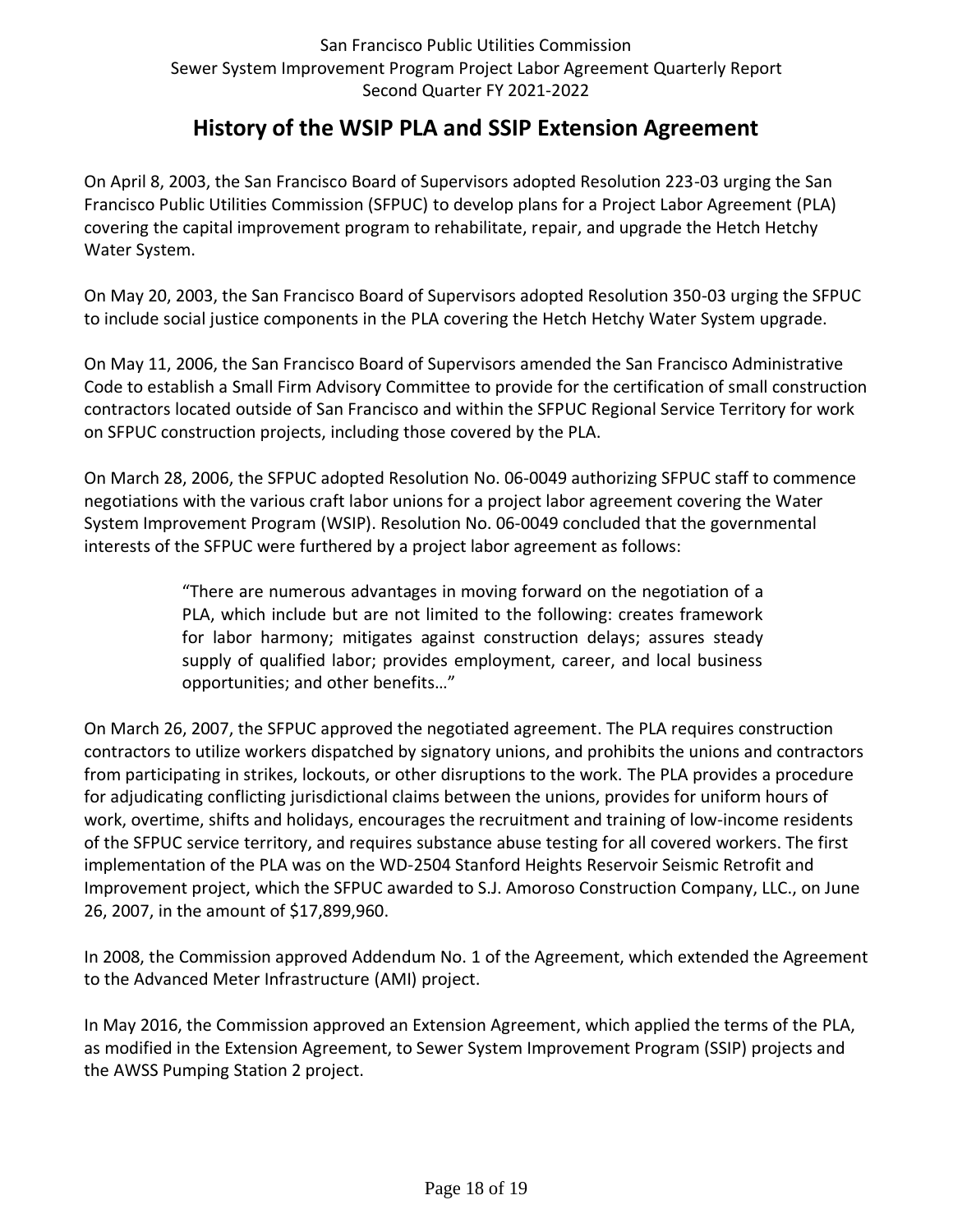# History of the WSIP PLA and SSIP Extension Agreement

On April 8, 2003, the San Francisco Board of Supervisors adopted Resolution 223-03 urging the San Francisco Public Utilities Commission (SFPUC) to develop plans for a Project Labor Agreement (PLA) covering the capital improvement program to rehabilitate, repair, and upgrade the Hetch Hetchy Water System.

On May 20, 2003, the San Francisco Board of Supervisors adopted Resolution 350-03 urging the SFPUC to include social justice components in the PLA covering the Hetch Hetchy Water System upgrade.

On May 11, 2006, the San Francisco Board of Supervisors amended the San Francisco Administrative Code to establish a Small Firm Advisory Committee to provide for the certification of small construction contractors located outside of San Francisco and within the SFPUC Regional Service Territory for work on SFPUC construction projects, including those covered by the PLA.

On March 28, 2006, the SFPUC adopted Resolution No. 06-0049 authorizing SFPUC staff to commence negotiations with the various craft labor unions for a project labor agreement covering the Water System Improvement Program (WSIP). Resolution No. 06-0049 concluded that the governmental interests of the SFPUC were furthered by a project labor agreement as follows:

> "There are numerous advantages in moving forward on the negotiation of a PLA, which include but are not limited to the following: creates framework for labor harmony; mitigates against construction delays; assures steady supply of qualified labor; provides employment, career, and local business opportunities; and other benefits…"

On March 26, 2007, the SFPUC approved the negotiated agreement. The PLA requires construction contractors to utilize workers dispatched by signatory unions, and prohibits the unions and contractors from participating in strikes, lockouts, or other disruptions to the work. The PLA provides a procedure for adjudicating conflicting jurisdictional claims between the unions, provides for uniform hours of work, overtime, shifts and holidays, encourages the recruitment and training of low-income residents of the SFPUC service territory, and requires substance abuse testing for all covered workers. The first implementation of the PLA was on the WD-2504 Stanford Heights Reservoir Seismic Retrofit and Improvement project, which the SFPUC awarded to S.J. Amoroso Construction Company, LLC., on June 26, 2007, in the amount of $17,899,960.

In 2008, the Commission approved Addendum No. 1 of the Agreement, which extended the Agreement to the Advanced Meter Infrastructure (AMI) project.

In May 2016, the Commission approved an Extension Agreement, which applied the terms of the PLA, as modified in the Extension Agreement, to Sewer System Improvement Program (SSIP) projects and the AWSS Pumping Station 2 project.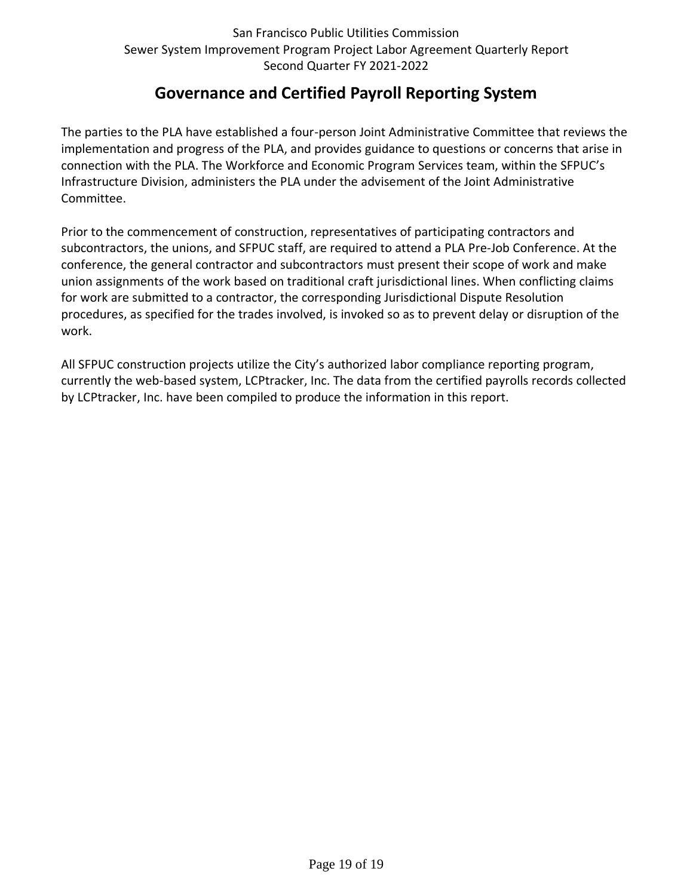# Governance and Certified Payroll Reporting System

The parties to the PLA have established a four-person Joint Administrative Committee that reviews the implementation and progress of the PLA, and provides guidance to questions or concerns that arise in connection with the PLA. The Workforce and Economic Program Services team, within the SFPUC's Infrastructure Division, administers the PLA under the advisement of the Joint Administrative Committee.

Prior to the commencement of construction, representatives of participating contractors and subcontractors, the unions, and SFPUC staff, are required to attend a PLA Pre-Job Conference. At the conference, the general contractor and subcontractors must present their scope of work and make union assignments of the work based on traditional craft jurisdictional lines. When conflicting claims for work are submitted to a contractor, the corresponding Jurisdictional Dispute Resolution procedures, as specified for the trades involved, is invoked so as to prevent delay or disruption of the work.

All SFPUC construction projects utilize the City's authorized labor compliance reporting program, currently the web-based system, LCPtracker, Inc. The data from the certified payrolls records collected by LCPtracker, Inc. have been compiled to produce the information in this report.